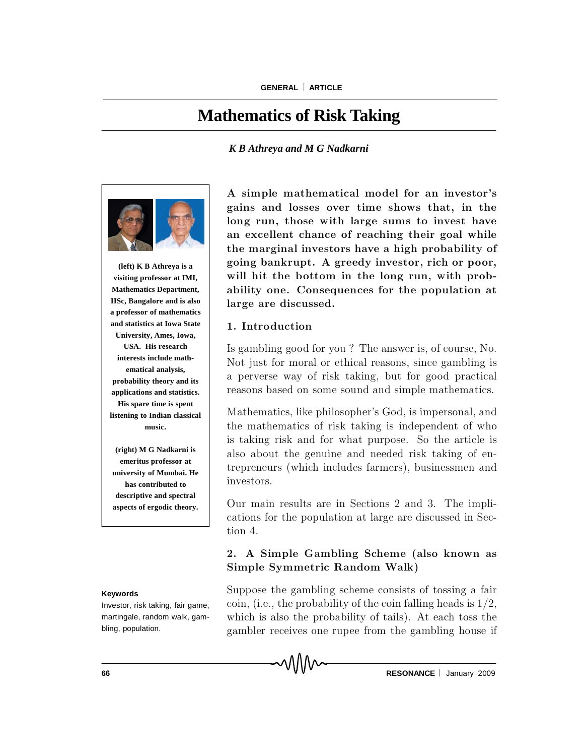# Mathematics of Risk Taking

***K B Athreya and M G Nadkarni***

**(left) K B Athreya is a visiting professor at IMI, Mathematics Department, IISc, Bangalore and is also a professor of mathematics and statistics at Iowa State University, Ames, Iowa, USA. His research interests include mathematical analysis, probability theory and its applications and statistics. His spare time is spent listening to Indian classical music.**

**(right) M G Nadkarni is emeritus professor at university of Mumbai. He has contributed to descriptive and spectral aspects of ergodic theory.**

**A simple mathematical model for an investor's gains and losses over time shows that, in the long run, those with large sums to invest have an excellent chance of reaching their goal while the marginal investors have a high probability of going bankrupt. A greedy investor, rich or poor, will hit the bottom in the long run, with probability one. Consequences for the population at large are discussed.**

## 1. Introduction

Is gambling good for you ? The answer is, of course, No. Not just for moral or ethical reasons, since gambling is a perverse way of risk taking, but for good practical reasons based on some sound and simple mathematics.

Mathematics, like philosopher's God, is impersonal, and the mathematics of risk taking is independent of who is taking risk and for what purpose. So the article is also about the genuine and needed risk taking of entrepreneurs (which includes farmers), businessmen and investors.

Our main results are in Sections 2 and 3. The implications for the population at large are discussed in Section 4.

## 2. A Simple Gambling Scheme (also known as Simple Symmetric Random Walk)

**Keywords**

Investor, risk taking, fair game, martingale, random walk, gambling, population.

Suppose the gambling scheme consists of tossing a fair coin, (i.e., the probability of the coin falling heads is $1/2$, which is also the probability of tails). At each toss the gambler receives one rupee from the gambling house if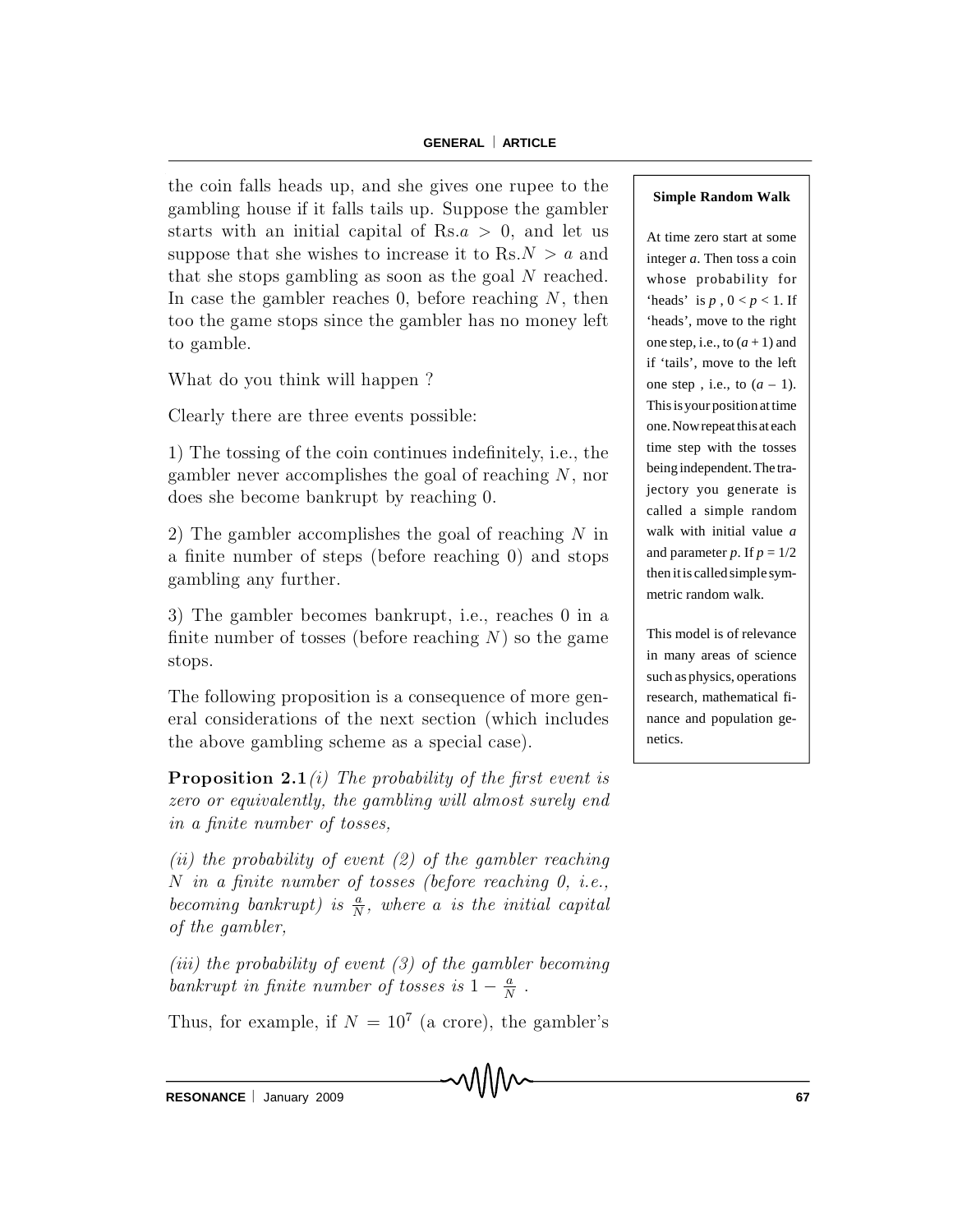the coin falls heads up, and she gives one rupee to the gambling house if it falls tails up. Suppose the gambler starts with an initial capital of Rs.$a > 0$, and let us suppose that she wishes to increase it to Rs.$N > a$ and that she stops gambling as soon as the goal $N$ reached. In case the gambler reaches 0, before reaching $N$, then too the game stops since the gambler has no money left to gamble.

What do you think will happen ?

Clearly there are three events possible:

1) The tossing of the coin continues indefinitely, i.e., the gambler never accomplishes the goal of reaching $N$, nor does she become bankrupt by reaching 0.

2) The gambler accomplishes the goal of reaching $N$ in a finite number of steps (before reaching 0) and stops gambling any further.

3) The gambler becomes bankrupt, i.e., reaches 0 in a finite number of tosses (before reaching $N$) so the game stops.

The following proposition is a consequence of more general considerations of the next section (which includes the above gambling scheme as a special case).

**Proposition 2.1** *(i) The probability of the first event is zero or equivalently, the gambling will almost surely end in a finite number of tosses,*

*(ii) the probability of event (2) of the gambler reaching $N$ in a finite number of tosses (before reaching 0, i.e., becoming bankrupt) is $\frac{a}{N}$, where $a$ is the initial capital of the gambler,*

*(iii) the probability of event (3) of the gambler becoming bankrupt in finite number of tosses is $1 - \frac{a}{N}$ .*

Thus, for example, if $N = 10^7$ (a crore), the gambler's

**Simple Random Walk**

At time zero start at some integer $a$. Then toss a coin whose probability for 'heads' is $p$ , $0 < p < 1$. If 'heads', move to the right one step, i.e., to $(a + 1)$ and if 'tails', move to the left one step , i.e., to $(a – 1)$. This is your position at time one. Now repeat this at each time step with the tosses being independent. The trajectory you generate is called a simple random walk with initial value $a$ and parameter $p$. If $p = 1/2$ then it is called simple symmetric random walk.

This model is of relevance in many areas of science such as physics, operations research, mathematical finance and population genetics.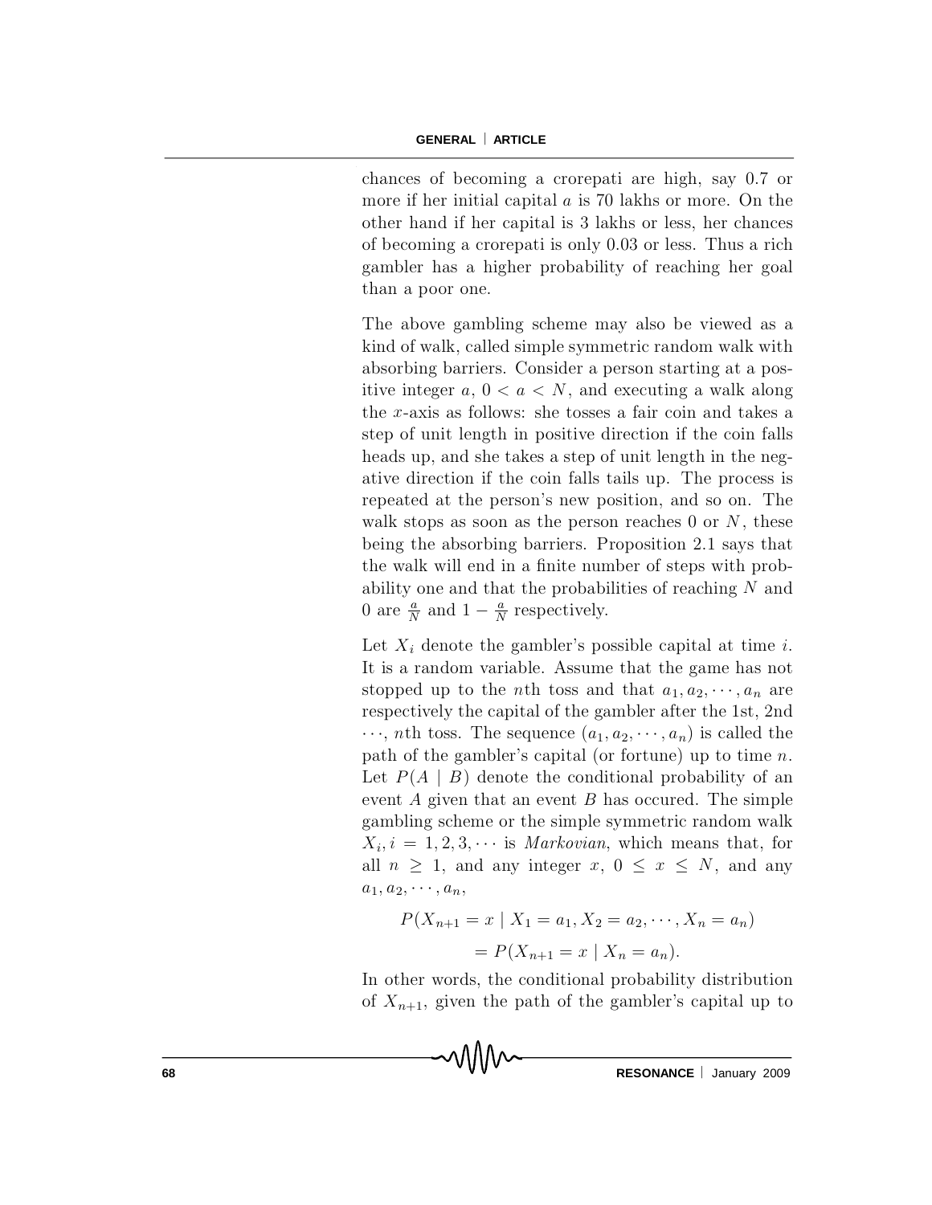chances of becoming a crorepati are high, say 0.7 or more if her initial capital $a$ is 70 lakhs or more. On the other hand if her capital is 3 lakhs or less, her chances of becoming a crorepati is only 0.03 or less. Thus a rich gambler has a higher probability of reaching her goal than a poor one.

The above gambling scheme may also be viewed as a kind of walk, called simple symmetric random walk with absorbing barriers. Consider a person starting at a positive integer $a$, $0 < a < N$, and executing a walk along the $x$-axis as follows: she tosses a fair coin and takes a step of unit length in positive direction if the coin falls heads up, and she takes a step of unit length in the negative direction if the coin falls tails up. The process is repeated at the person's new position, and so on. The walk stops as soon as the person reaches 0 or $N$, these being the absorbing barriers. Proposition 2.1 says that the walk will end in a finite number of steps with probability one and that the probabilities of reaching $N$ and 0 are $\frac{a}{N}$ and $1 - \frac{a}{N}$ respectively.

Let $X_i$ denote the gambler's possible capital at time $i$. It is a random variable. Assume that the game has not stopped up to the $n$th toss and that $a_1, a_2, \cdots, a_n$ are respectively the capital of the gambler after the 1st, 2nd $\cdots$, $n$th toss. The sequence $(a_1, a_2, \cdots, a_n)$ is called the path of the gambler's capital (or fortune) up to time $n$. Let $P(A \mid B)$ denote the conditional probability of an event $A$ given that an event $B$ has occured. The simple gambling scheme or the simple symmetric random walk $X_i, i = 1, 2, 3, \cdots$ is *Markovian*, which means that, for all $n \geq 1$, and any integer $x$, $0 \leq x \leq N$, and any $a_1, a_2, \cdots, a_n$,

$$
\begin{aligned}
&P(X_{n+1} = x \mid X_1 = a_1, X_2 = a_2, \cdots, X_n = a_n) \\
&\quad = P(X_{n+1} = x \mid X_n = a_n).
\end{aligned}
$$

In other words, the conditional probability distribution of $X_{n+1}$, given the path of the gambler's capital up to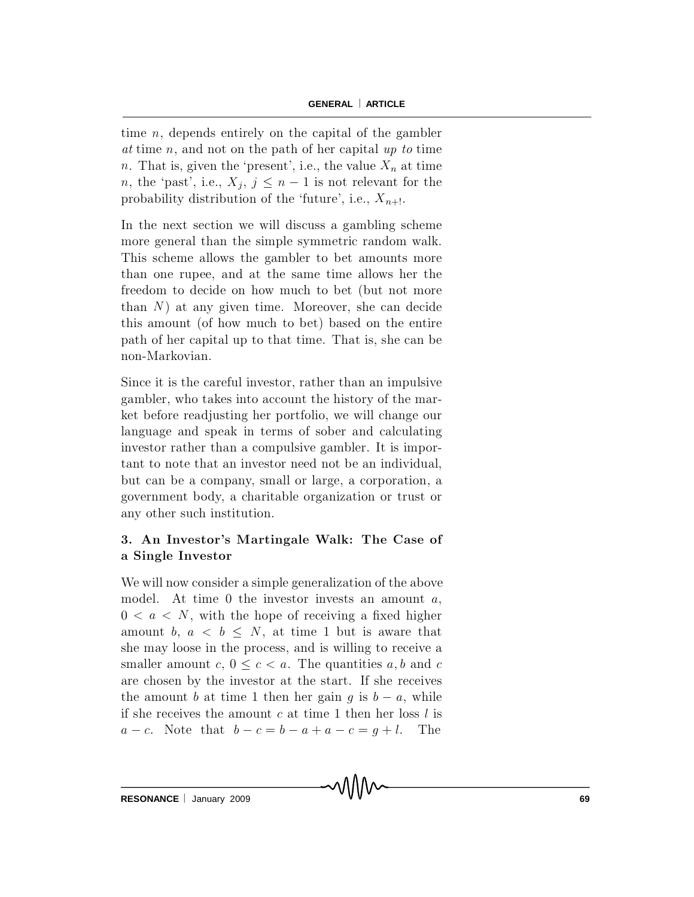time $n$, depends entirely on the capital of the gambler *at* time $n$, and not on the path of her capital *up to* time $n$. That is, given the 'present', i.e., the value $X_n$ at time $n$, the 'past', i.e., $X_j$, $j \leq n-1$ is not relevant for the probability distribution of the 'future', i.e., $X_{n+!}$.

In the next section we will discuss a gambling scheme more general than the simple symmetric random walk. This scheme allows the gambler to bet amounts more than one rupee, and at the same time allows her the freedom to decide on how much to bet (but not more than $N$) at any given time. Moreover, she can decide this amount (of how much to bet) based on the entire path of her capital up to that time. That is, she can be non-Markovian.

Since it is the careful investor, rather than an impulsive gambler, who takes into account the history of the market before readjusting her portfolio, we will change our language and speak in terms of sober and calculating investor rather than a compulsive gambler. It is important to note that an investor need not be an individual, but can be a company, small or large, a corporation, a government body, a charitable organization or trust or any other such institution.

### 3. An Investor's Martingale Walk: The Case of a Single Investor

We will now consider a simple generalization of the above model. At time 0 the investor invests an amount $a$, $0 < a < N$, with the hope of receiving a fixed higher amount $b$, $a < b \leq N$, at time 1 but is aware that she may loose in the process, and is willing to receive a smaller amount $c$, $0 \leq c < a$. The quantities $a, b$ and $c$ are chosen by the investor at the start. If she receives the amount $b$ at time 1 then her gain $g$ is $b - a$, while if she receives the amount $c$ at time 1 then her loss $l$ is $a - c$. Note that $b - c = b - a + a - c = g + l$. The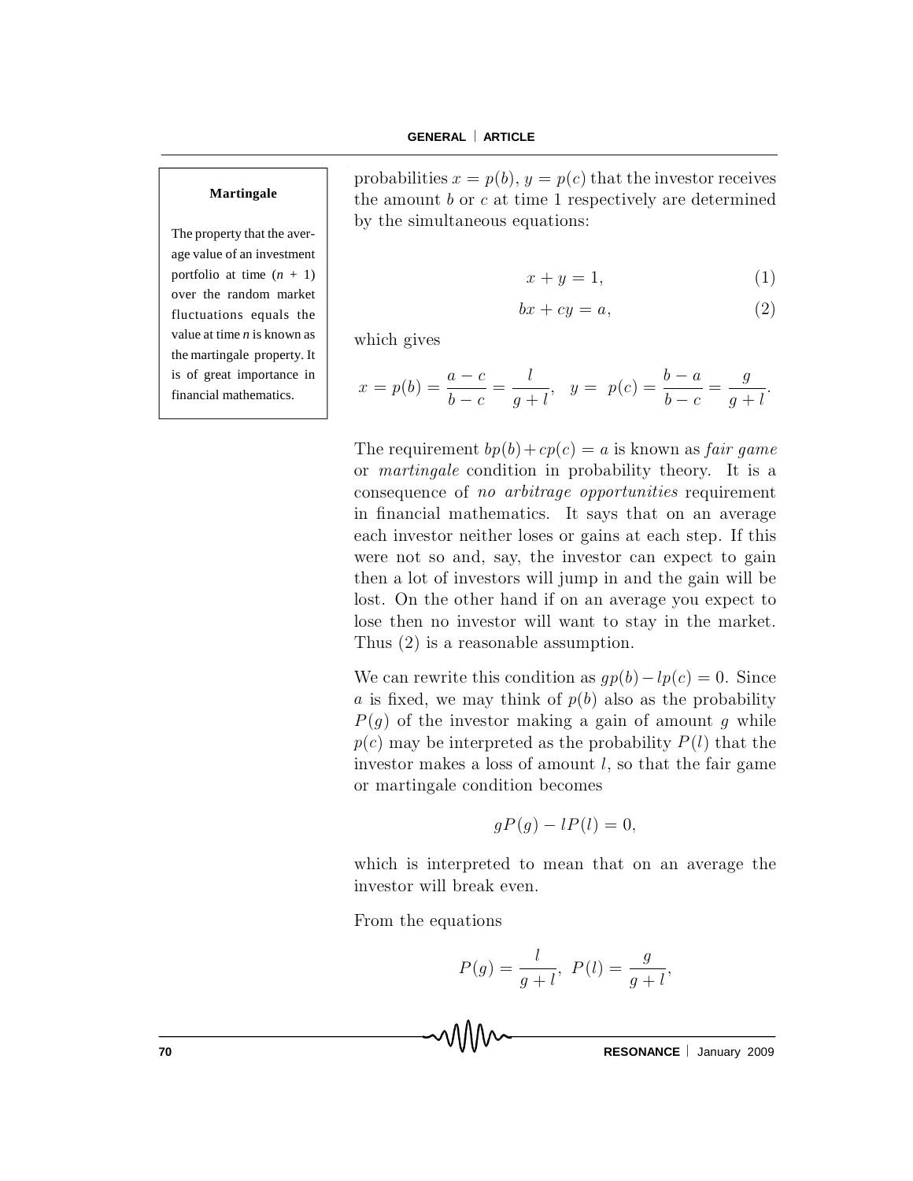probabilities $x = p(b)$, $y = p(c)$ that the investor receives the amount $b$ or $c$ at time 1 respectively are determined by the simultaneous equations:

$$x + y = 1, \quad (1)$$

$$bx + cy = a, \quad (2)$$

which gives

$$x = p(b) = \frac{a-c}{b-c} = \frac{l}{g+l}, \quad y = p(c) = \frac{b-a}{b-c} = \frac{g}{g+l}.$$

> **Martingale**
>
> The property that the average value of an investment portfolio at time $(n+1)$ over the random market fluctuations equals the value at time $n$ is known as the martingale property. It is of great importance in financial mathematics.

The requirement $bp(b) + cp(c) = a$ is known as *fair game* or *martingale* condition in probability theory. It is a consequence of *no arbitrage opportunities* requirement in financial mathematics. It says that on an average each investor neither loses or gains at each step. If this were not so and, say, the investor can expect to gain then a lot of investors will jump in and the gain will be lost. On the other hand if on an average you expect to lose then no investor will want to stay in the market. Thus (2) is a reasonable assumption.

We can rewrite this condition as $gp(b) - lp(c) = 0$. Since $a$ is fixed, we may think of $p(b)$ also as the probability $P(g)$ of the investor making a gain of amount $g$ while $p(c)$ may be interpreted as the probability $P(l)$ that the investor makes a loss of amount $l$, so that the fair game or martingale condition becomes

$$gP(g) - lP(l) = 0,$$

which is interpreted to mean that on an average the investor will break even.

From the equations

$$P(g) = \frac{l}{g+l}, \; P(l) = \frac{g}{g+l},$$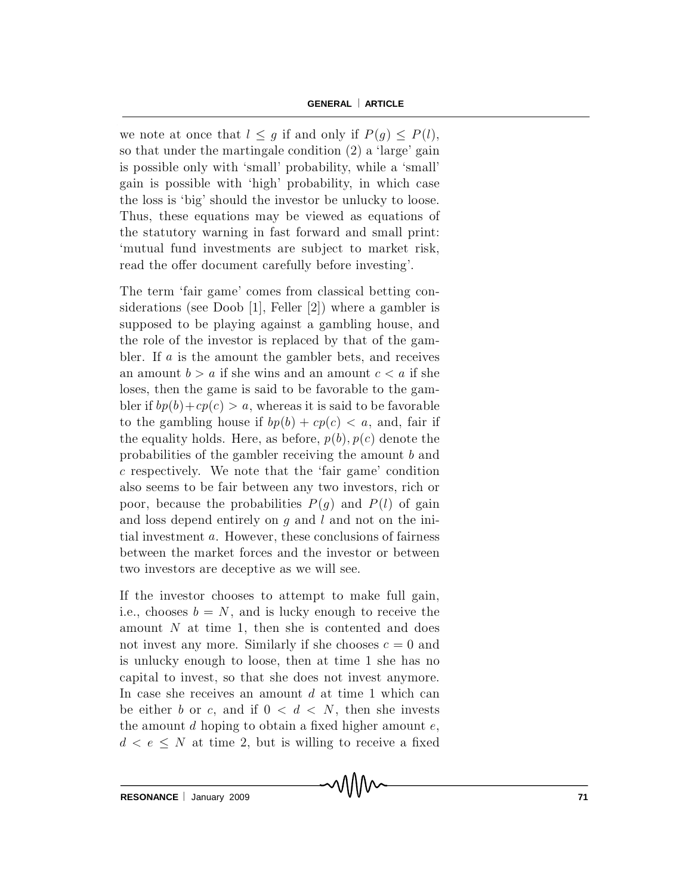we note at once that $l \leq g$ if and only if $P(g) \leq P(l)$, so that under the martingale condition (2) a 'large' gain is possible only with 'small' probability, while a 'small' gain is possible with 'high' probability, in which case the loss is 'big' should the investor be unlucky to loose. Thus, these equations may be viewed as equations of the statutory warning in fast forward and small print: 'mutual fund investments are subject to market risk, read the offer document carefully before investing'.

The term 'fair game' comes from classical betting considerations (see Doob [1], Feller [2]) where a gambler is supposed to be playing against a gambling house, and the role of the investor is replaced by that of the gambler. If $a$ is the amount the gambler bets, and receives an amount $b > a$ if she wins and an amount $c < a$ if she loses, then the game is said to be favorable to the gambler if $bp(b) + cp(c) > a$, whereas it is said to be favorable to the gambling house if $bp(b) + cp(c) < a$, and, fair if the equality holds. Here, as before, $p(b), p(c)$ denote the probabilities of the gambler receiving the amount $b$ and $c$ respectively. We note that the 'fair game' condition also seems to be fair between any two investors, rich or poor, because the probabilities $P(g)$ and $P(l)$ of gain and loss depend entirely on $g$ and $l$ and not on the initial investment $a$. However, these conclusions of fairness between the market forces and the investor or between two investors are deceptive as we will see.

If the investor chooses to attempt to make full gain, i.e., chooses $b = N$, and is lucky enough to receive the amount $N$ at time 1, then she is contented and does not invest any more. Similarly if she chooses $c = 0$ and is unlucky enough to loose, then at time 1 she has no capital to invest, so that she does not invest anymore. In case she receives an amount $d$ at time 1 which can be either $b$ or $c$, and if $0 < d < N$, then she invests the amount $d$ hoping to obtain a fixed higher amount $e$, $d < e \leq N$ at time 2, but is willing to receive a fixed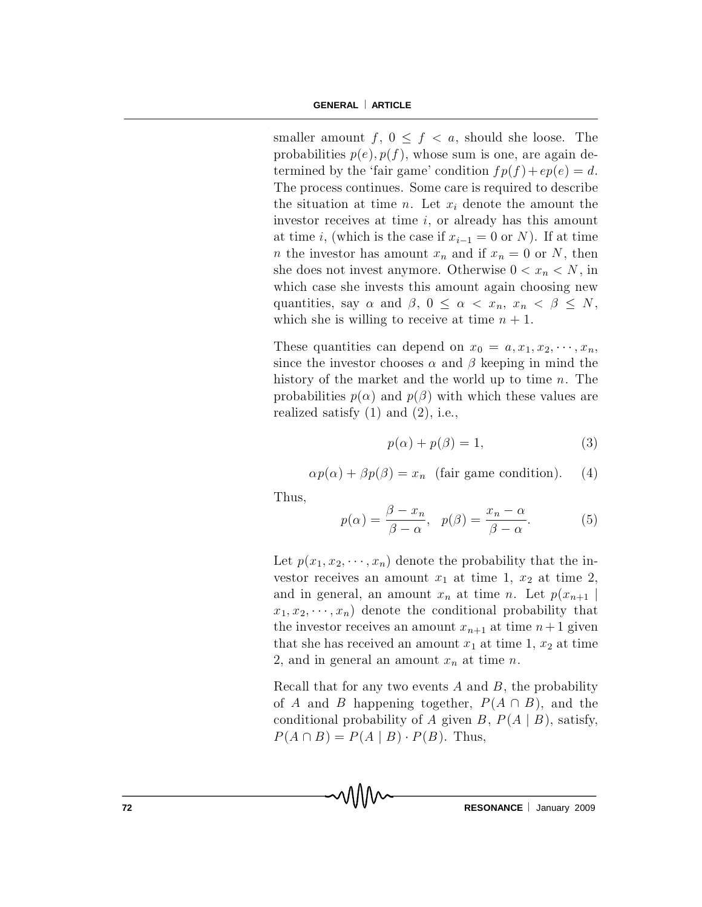smaller amount $f$, $0 \leq f < a$, should she loose. The probabilities $p(e), p(f)$, whose sum is one, are again determined by the 'fair game' condition $fp(f) + ep(e) = d$. The process continues. Some care is required to describe the situation at time $n$. Let $x_i$ denote the amount the investor receives at time $i$, or already has this amount at time $i$, (which is the case if $x_{i-1} = 0$ or $N$). If at time $n$ the investor has amount $x_n$ and if $x_n = 0$ or $N$, then she does not invest anymore. Otherwise $0 < x_n < N$, in which case she invests this amount again choosing new quantities, say $\alpha$ and $\beta$, $0 \leq \alpha < x_n$, $x_n < \beta \leq N$, which she is willing to receive at time $n+1$.

These quantities can depend on $x_0 = a, x_1, x_2, \cdots, x_n$, since the investor chooses $\alpha$ and $\beta$ keeping in mind the history of the market and the world up to time $n$. The probabilities $p(\alpha)$ and $p(\beta)$ with which these values are realized satisfy (1) and (2), i.e.,

$$p(\alpha) + p(\beta) = 1, \tag{3}$$

$$\alpha p(\alpha) + \beta p(\beta) = x_n \quad \text{(fair game condition).} \tag{4}$$

Thus,

$$p(\alpha) = \frac{\beta - x_n}{\beta - \alpha}, \quad p(\beta) = \frac{x_n - \alpha}{\beta - \alpha}. \tag{5}$$

Let $p(x_1, x_2, \cdots, x_n)$ denote the probability that the investor receives an amount $x_1$ at time 1, $x_2$ at time 2, and in general, an amount $x_n$ at time $n$. Let $p(x_{n+1} \mid x_1, x_2, \cdots, x_n)$ denote the conditional probability that the investor receives an amount $x_{n+1}$ at time $n+1$ given that she has received an amount $x_1$ at time 1, $x_2$ at time 2, and in general an amount $x_n$ at time $n$.

Recall that for any two events $A$ and $B$, the probability of $A$ and $B$ happening together, $P(A \cap B)$, and the conditional probability of $A$ given $B$, $P(A \mid B)$, satisfy, $P(A \cap B) = P(A \mid B) \cdot P(B)$. Thus,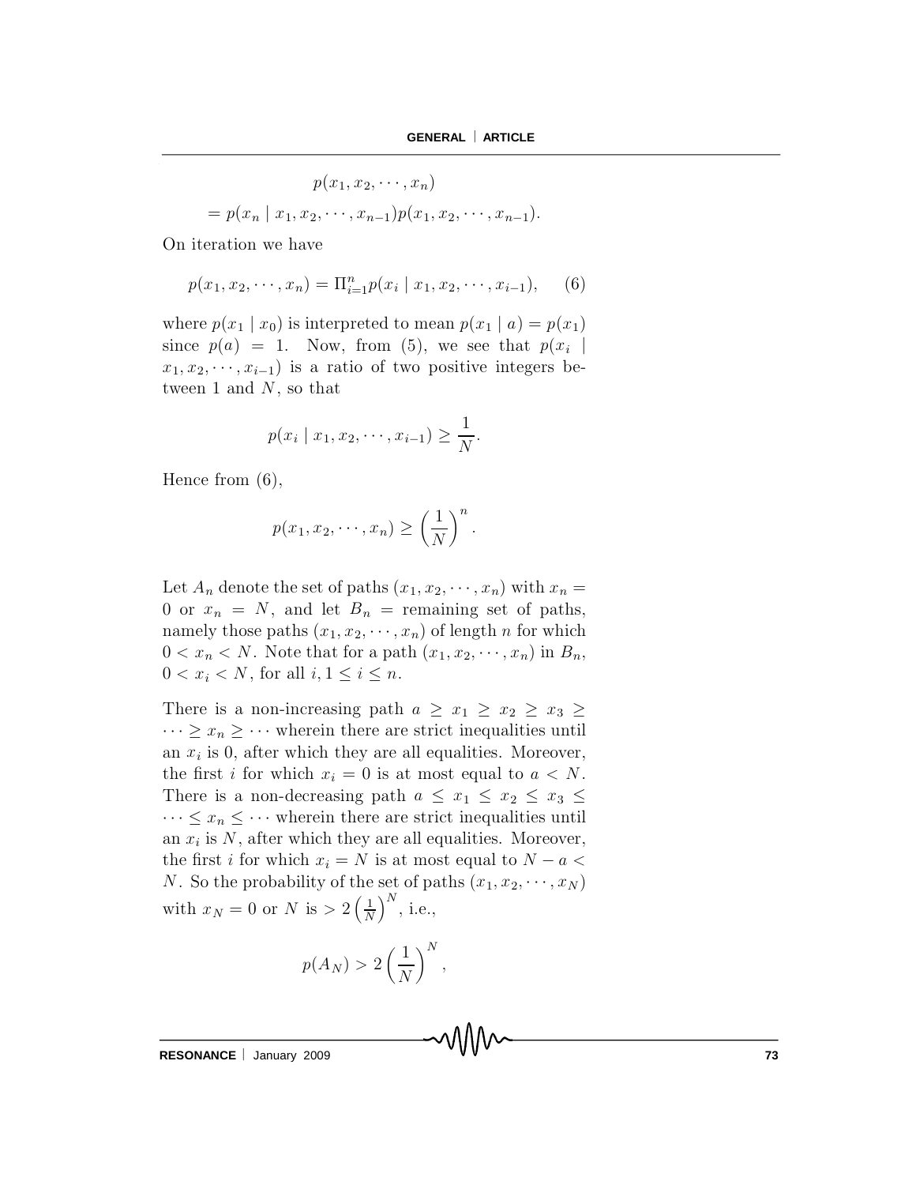$$p(x_1, x_2, \cdots, x_n)$$
$$= p(x_n \mid x_1, x_2, \cdots, x_{n-1}) p(x_1, x_2, \cdots, x_{n-1}).$$

On iteration we have

$$p(x_1, x_2, \cdots, x_n) = \Pi_{i=1}^n p(x_i \mid x_1, x_2, \cdots, x_{i-1}), \quad (6)$$

where $p(x_1 \mid x_0)$ is interpreted to mean $p(x_1 \mid a) = p(x_1)$ since $p(a) = 1$. Now, from (5), we see that $p(x_i \mid x_1, x_2, \cdots, x_{i-1})$ is a ratio of two positive integers between 1 and $N$, so that

$$p(x_i \mid x_1, x_2, \cdots, x_{i-1}) \geq \frac{1}{N}.$$

Hence from (6),

$$p(x_1, x_2, \cdots, x_n) \geq \left(\frac{1}{N}\right)^n.$$

Let $A_n$ denote the set of paths $(x_1, x_2, \cdots, x_n)$ with $x_n = 0$ or $x_n = N$, and let $B_n$ = remaining set of paths, namely those paths $(x_1, x_2, \cdots, x_n)$ of length $n$ for which $0 < x_n < N$. Note that for a path $(x_1, x_2, \cdots, x_n)$ in $B_n$, $0 < x_i < N$, for all $i, 1 \leq i \leq n$.

There is a non-increasing path $a \geq x_1 \geq x_2 \geq x_3 \geq \cdots \geq x_n \geq \cdots$ wherein there are strict inequalities until an $x_i$ is 0, after which they are all equalities. Moreover, the first $i$ for which $x_i = 0$ is at most equal to $a < N$. There is a non-decreasing path $a \leq x_1 \leq x_2 \leq x_3 \leq \cdots \leq x_n \leq \cdots$ wherein there are strict inequalities until an $x_i$ is $N$, after which they are all equalities. Moreover, the first $i$ for which $x_i = N$ is at most equal to $N - a < N$. So the probability of the set of paths $(x_1, x_2, \cdots, x_N)$ with $x_N = 0$ or $N$ is $> 2\left(\frac{1}{N}\right)^N$, i.e.,

$$p(A_N) > 2\left(\frac{1}{N}\right)^N,$$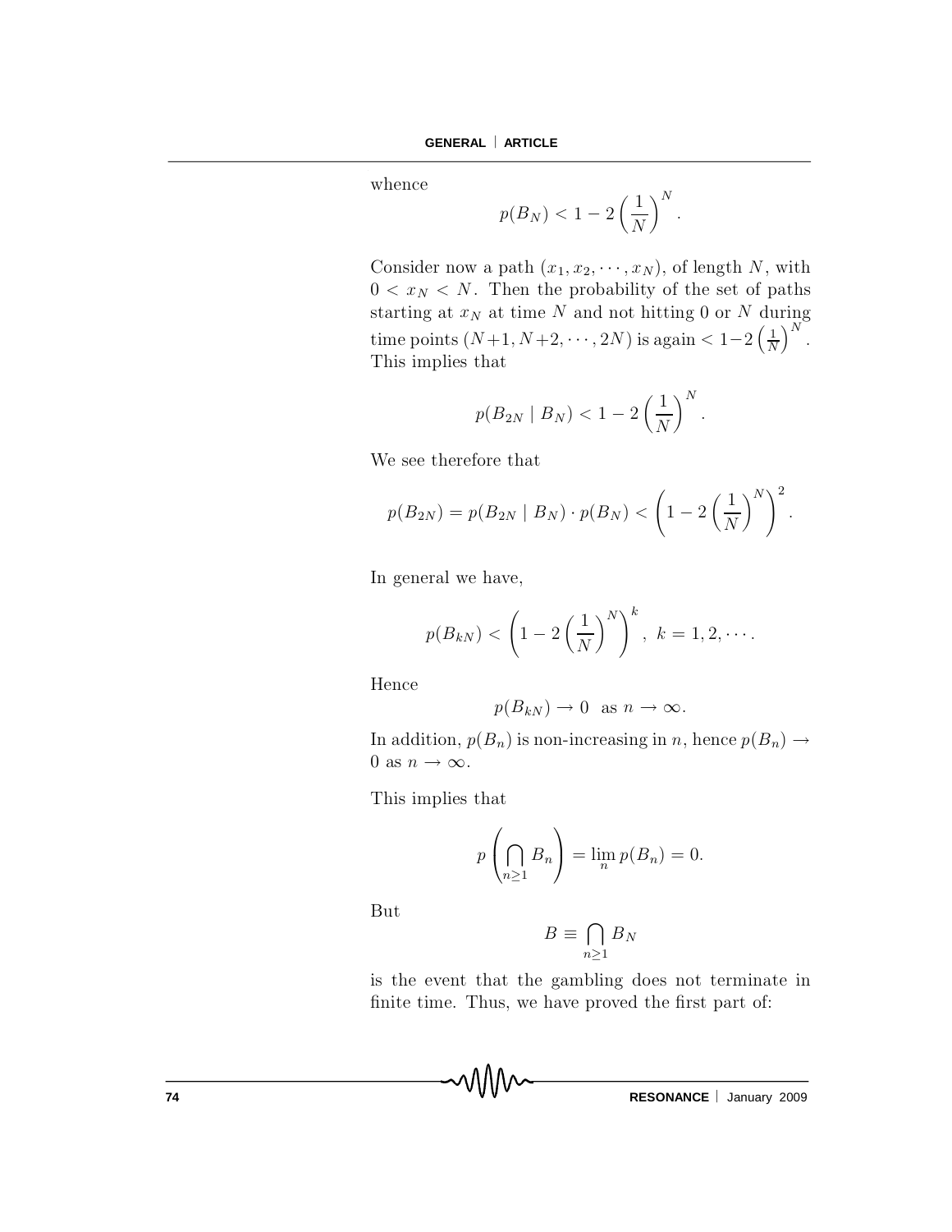whence

$$p(B_N) < 1 - 2\left(\frac{1}{N}\right)^N.$$

Consider now a path $(x_1, x_2, \cdots, x_N)$, of length $N$, with $0 < x_N < N$. Then the probability of the set of paths starting at $x_N$ at time $N$ and not hitting 0 or $N$ during time points $(N+1, N+2, \cdots, 2N)$ is again $< 1-2\left(\frac{1}{N}\right)^N$. This implies that

$$p(B_{2N} \mid B_N) < 1 - 2\left(\frac{1}{N}\right)^N.$$

We see therefore that

$$p(B_{2N}) = p(B_{2N} \mid B_N) \cdot p(B_N) < \left(1 - 2\left(\frac{1}{N}\right)^N\right)^2.$$

In general we have,

$$p(B_{kN}) < \left(1 - 2\left(\frac{1}{N}\right)^N\right)^k, \;\; k = 1, 2, \cdots.$$

Hence

$$p(B_{kN}) \to 0 \;\; \text{as } n \to \infty.$$

In addition, $p(B_n)$ is non-increasing in $n$, hence $p(B_n) \to 0$ as $n \to \infty$.

This implies that

$$p\left(\bigcap_{n\geq 1} B_n\right) = \lim_n p(B_n) = 0.$$

But

$$B \equiv \bigcap_{n\geq 1} B_N$$

is the event that the gambling does not terminate in finite time. Thus, we have proved the first part of: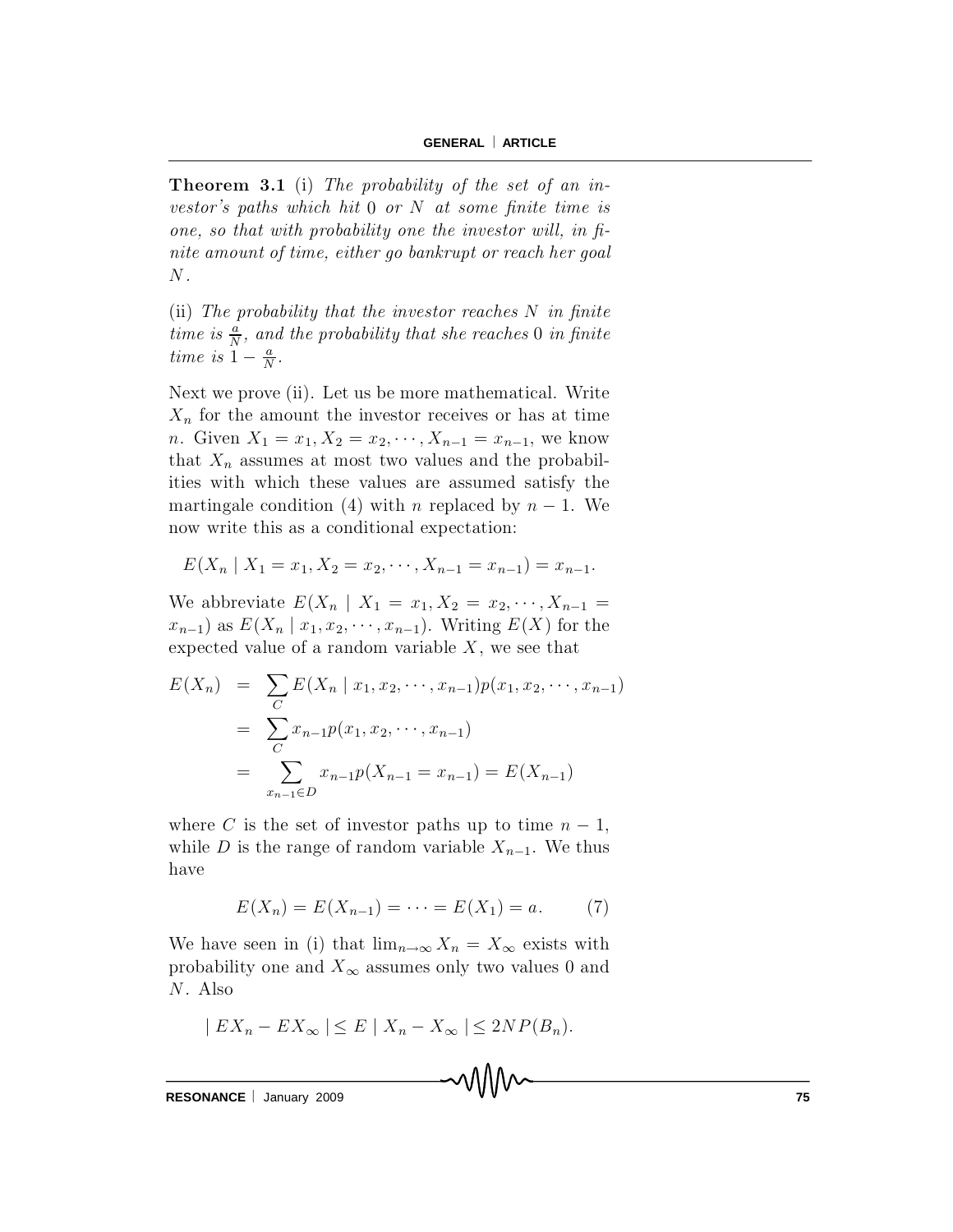**Theorem 3.1** (i) *The probability of the set of an investor's paths which hit* 0 *or* $N$ *at some finite time is one, so that with probability one the investor will, in finite amount of time, either go bankrupt or reach her goal* $N$.

(ii) *The probability that the investor reaches* $N$ *in finite time is* $\frac{a}{N}$, *and the probability that she reaches* 0 *in finite time is* $1 - \frac{a}{N}$.

Next we prove (ii). Let us be more mathematical. Write $X_n$ for the amount the investor receives or has at time $n$. Given $X_1 = x_1, X_2 = x_2, \cdots, X_{n-1} = x_{n-1}$, we know that $X_n$ assumes at most two values and the probabilities with which these values are assumed satisfy the martingale condition (4) with $n$ replaced by $n-1$. We now write this as a conditional expectation:

$$E(X_n \mid X_1 = x_1, X_2 = x_2, \cdots, X_{n-1} = x_{n-1}) = x_{n-1}.$$

We abbreviate $E(X_n \mid X_1 = x_1, X_2 = x_2, \cdots, X_{n-1} = x_{n-1})$ as $E(X_n \mid x_1, x_2, \cdots, x_{n-1})$. Writing $E(X)$ for the expected value of a random variable $X$, we see that

$$\begin{aligned} E(X_n) &= \sum_C E(X_n \mid x_1, x_2, \cdots, x_{n-1}) p(x_1, x_2, \cdots, x_{n-1}) \\ &= \sum_C x_{n-1} p(x_1, x_2, \cdots, x_{n-1}) \\ &= \sum_{x_{n-1} \in D} x_{n-1} p(X_{n-1} = x_{n-1}) = E(X_{n-1}) \end{aligned}$$

where $C$ is the set of investor paths up to time $n-1$, while $D$ is the range of random variable $X_{n-1}$. We thus have

$$E(X_n) = E(X_{n-1}) = \cdots = E(X_1) = a. \qquad (7)$$

We have seen in (i) that $\lim_{n\to\infty} X_n = X_\infty$ exists with probability one and $X_\infty$ assumes only two values 0 and $N$. Also

$$\mid EX_n - EX_\infty \mid \leq E \mid X_n - X_\infty \mid \leq 2NP(B_n).$$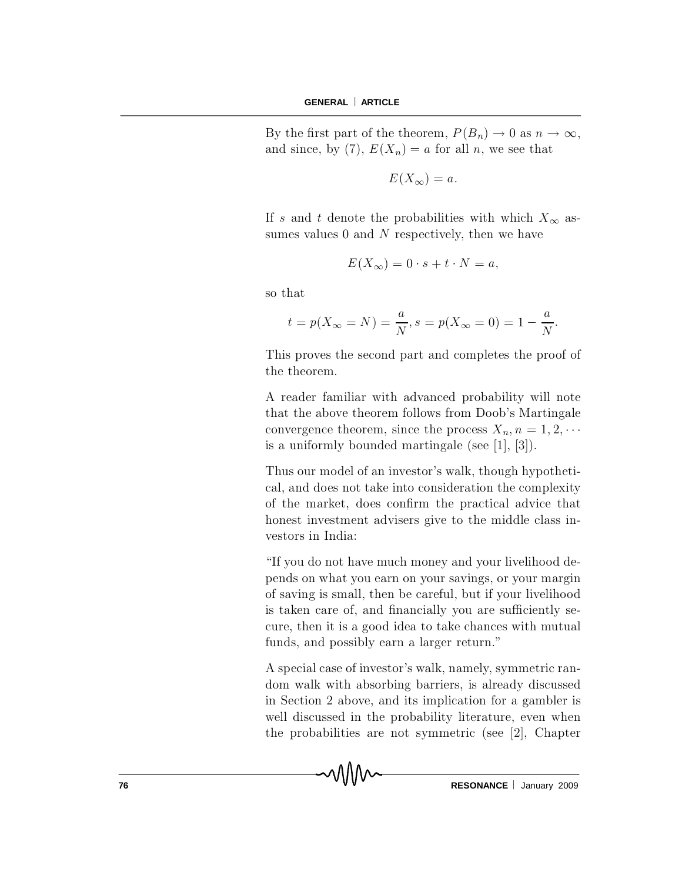By the first part of the theorem, $P(B_n) \to 0$ as $n \to \infty$, and since, by (7), $E(X_n) = a$ for all $n$, we see that

$$E(X_\infty) = a.$$

If $s$ and $t$ denote the probabilities with which $X_\infty$ assumes values 0 and $N$ respectively, then we have

$$E(X_\infty) = 0 \cdot s + t \cdot N = a,$$

so that

$$t = p(X_\infty = N) = \frac{a}{N}, s = p(X_\infty = 0) = 1 - \frac{a}{N}.$$

This proves the second part and completes the proof of the theorem.

A reader familiar with advanced probability will note that the above theorem follows from Doob's Martingale convergence theorem, since the process $X_n, n = 1, 2, \cdots$ is a uniformly bounded martingale (see [1], [3]).

Thus our model of an investor's walk, though hypothetical, and does not take into consideration the complexity of the market, does confirm the practical advice that honest investment advisers give to the middle class investors in India:

"If you do not have much money and your livelihood depends on what you earn on your savings, or your margin of saving is small, then be careful, but if your livelihood is taken care of, and financially you are sufficiently secure, then it is a good idea to take chances with mutual funds, and possibly earn a larger return."

A special case of investor's walk, namely, symmetric random walk with absorbing barriers, is already discussed in Section 2 above, and its implication for a gambler is well discussed in the probability literature, even when the probabilities are not symmetric (see [2], Chapter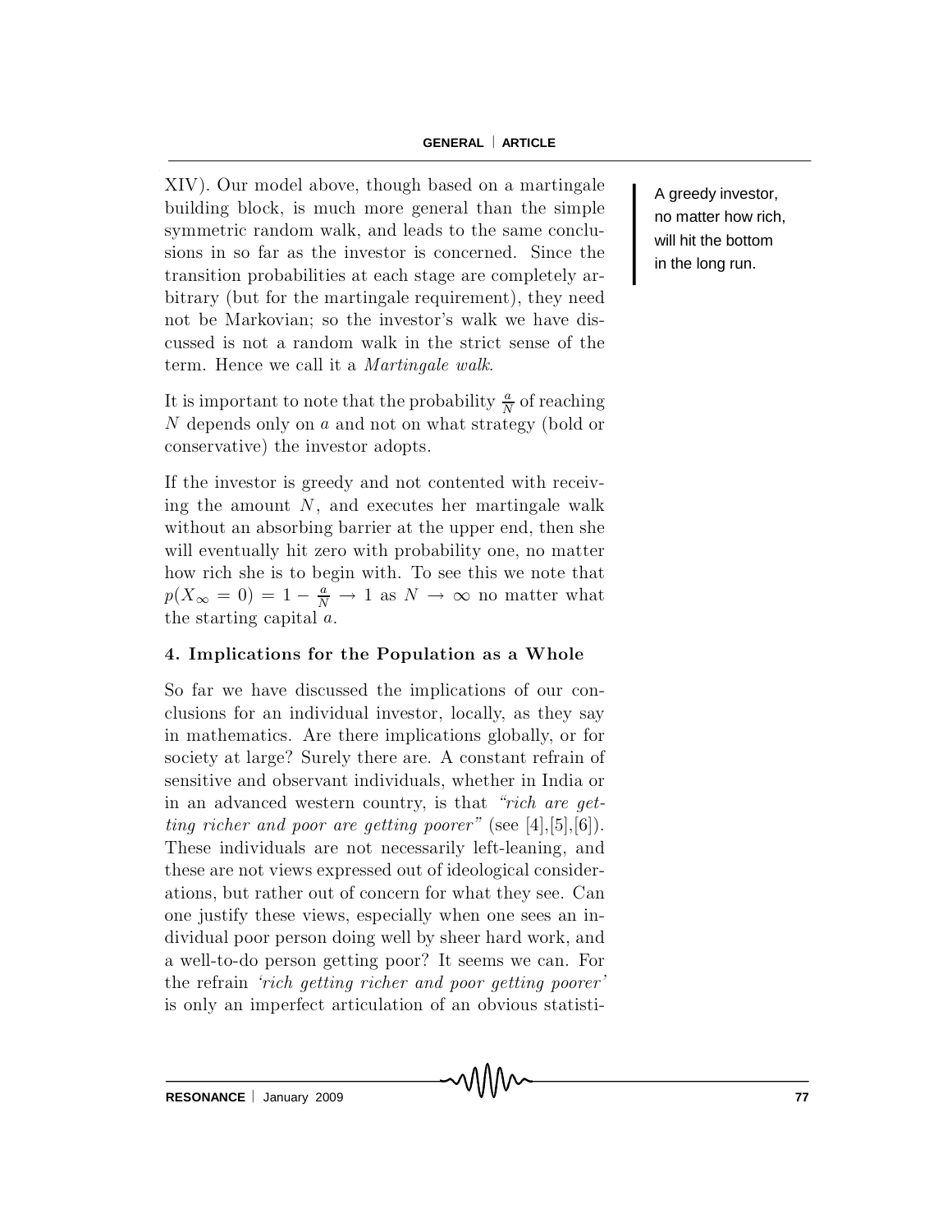XIV). Our model above, though based on a martingale building block, is much more general than the simple symmetric random walk, and leads to the same conclusions in so far as the investor is concerned. Since the transition probabilities at each stage are completely arbitrary (but for the martingale requirement), they need not be Markovian; so the investor's walk we have discussed is not a random walk in the strict sense of the term. Hence we call it a *Martingale walk*.

A greedy investor, no matter how rich, will hit the bottom in the long run.

It is important to note that the probability $\frac{a}{N}$ of reaching $N$ depends only on $a$ and not on what strategy (bold or conservative) the investor adopts.

If the investor is greedy and not contented with receiving the amount $N$, and executes her martingale walk without an absorbing barrier at the upper end, then she will eventually hit zero with probability one, no matter how rich she is to begin with. To see this we note that $p(X_\infty = 0) = 1 - \frac{a}{N} \to 1$ as $N \to \infty$ no matter what the starting capital $a$.

## 4. Implications for the Population as a Whole

So far we have discussed the implications of our conclusions for an individual investor, locally, as they say in mathematics. Are there implications globally, or for society at large? Surely there are. A constant refrain of sensitive and observant individuals, whether in India or in an advanced western country, is that *"rich are getting richer and poor are getting poorer"* (see [4],[5],[6]). These individuals are not necessarily left-leaning, and these are not views expressed out of ideological considerations, but rather out of concern for what they see. Can one justify these views, especially when one sees an individual poor person doing well by sheer hard work, and a well-to-do person getting poor? It seems we can. For the refrain *'rich getting richer and poor getting poorer'* is only an imperfect articulation of an obvious statisti-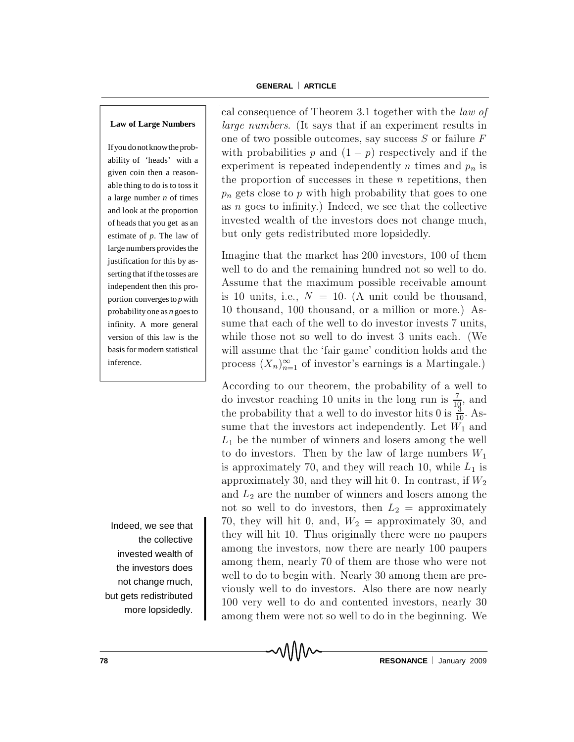cal consequence of Theorem 3.1 together with the *law of large numbers*. (It says that if an experiment results in one of two possible outcomes, say success $S$ or failure $F$ with probabilities $p$ and $(1-p)$ respectively and if the experiment is repeated independently $n$ times and $p_n$ is the proportion of successes in these $n$ repetitions, then $p_n$ gets close to $p$ with high probability that goes to one as $n$ goes to infinity.) Indeed, we see that the collective invested wealth of the investors does not change much, but only gets redistributed more lopsidedly.

> **Law of Large Numbers**
>
> If you do not know the probability of 'heads' with a given coin then a reasonable thing to do is to toss it a large number *n* of times and look at the proportion of heads that you get as an estimate of *p*. The law of large numbers provides the justification for this by asserting that if the tosses are independent then this proportion converges to *p* with probability one as *n* goes to infinity. A more general version of this law is the basis for modern statistical inference.

Imagine that the market has 200 investors, 100 of them well to do and the remaining hundred not so well to do. Assume that the maximum possible receivable amount is 10 units, i.e., $N = 10$. (A unit could be thousand, 10 thousand, 100 thousand, or a million or more.) Assume that each of the well to do investor invests 7 units, while those not so well to do invest 3 units each. (We will assume that the 'fair game' condition holds and the process $(X_n)_{n=1}^{\infty}$ of investor's earnings is a Martingale.)

According to our theorem, the probability of a well to do investor reaching 10 units in the long run is $\frac{7}{10}$, and the probability that a well to do investor hits 0 is $\frac{3}{10}$. Assume that the investors act independently. Let $W_1$ and $L_1$ be the number of winners and losers among the well to do investors. Then by the law of large numbers $W_1$ is approximately 70, and they will reach 10, while $L_1$ is approximately 30, and they will hit 0. In contrast, if $W_2$ and $L_2$ are the number of winners and losers among the not so well to do investors, then $L_2$ = approximately 70, they will hit 0, and, $W_2$ = approximately 30, and they will hit 10. Thus originally there were no paupers among the investors, now there are nearly 100 paupers among them, nearly 70 of them are those who were not well to do to begin with. Nearly 30 among them are previously well to do investors. Also there are now nearly 100 very well to do and contented investors, nearly 30 among them were not so well to do in the beginning. We

> Indeed, we see that the collective invested wealth of the investors does not change much, but gets redistributed more lopsidedly.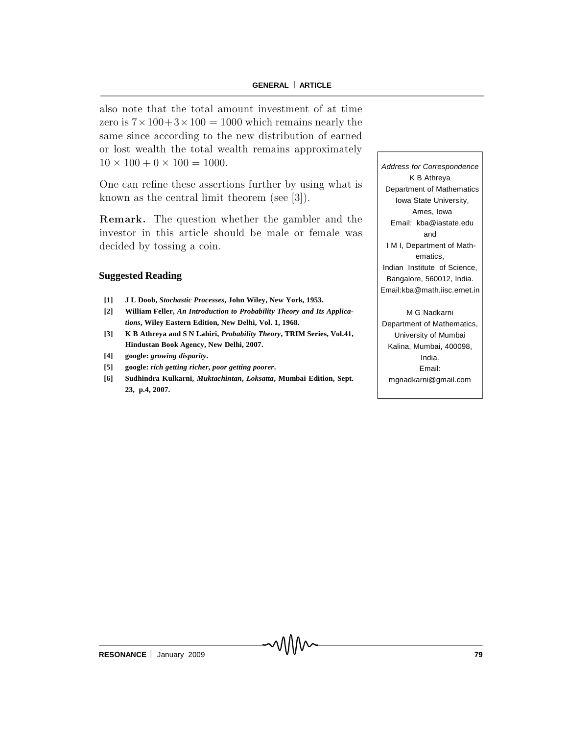also note that the total amount investment of at time zero is $7 \times 100 + 3 \times 100 = 1000$ which remains nearly the same since according to the new distribution of earned or lost wealth the total wealth remains approximately $10 \times 100 + 0 \times 100 = 1000$.

One can refine these assertions further by using what is known as the central limit theorem (see [3]).

**Remark.** The question whether the gambler and the investor in this article should be male or female was decided by tossing a coin.

## Suggested Reading

- **[1]** **J L Doob,** ***Stochastic Processes*****, John Wiley, New York, 1953.**
- **[2]** **William Feller,** ***An Introduction to Probability Theory and Its Applications*****, Wiley Eastern Edition, New Delhi, Vol. 1, 1968.**
- **[3]** **K B Athreya and S N Lahiri,** ***Probability Theory*****, TRIM Series, Vol.41, Hindustan Book Agency, New Delhi, 2007.**
- **[4]** **google:** ***growing disparity*****.**
- **[5]** **google:** ***rich getting richer, poor getting poorer*****.**
- **[6]** **Sudhindra Kulkarni,** ***Muktachintan*****,** ***Loksatta*****, Mumbai Edition, Sept. 23, p.4, 2007.**

*Address for Correspondence*

K B Athreya
Department of Mathematics
Iowa State University,
Ames, Iowa
Email: kba@iastate.edu
and
I M I, Department of Mathematics,
Indian Institute of Science,
Bangalore, 560012, India.
Email:kba@math.iisc.ernet.in

M G Nadkarni
Department of Mathematics,
University of Mumbai
Kalina, Mumbai, 400098,
India.
Email:
mgnadkarni@gmail.com